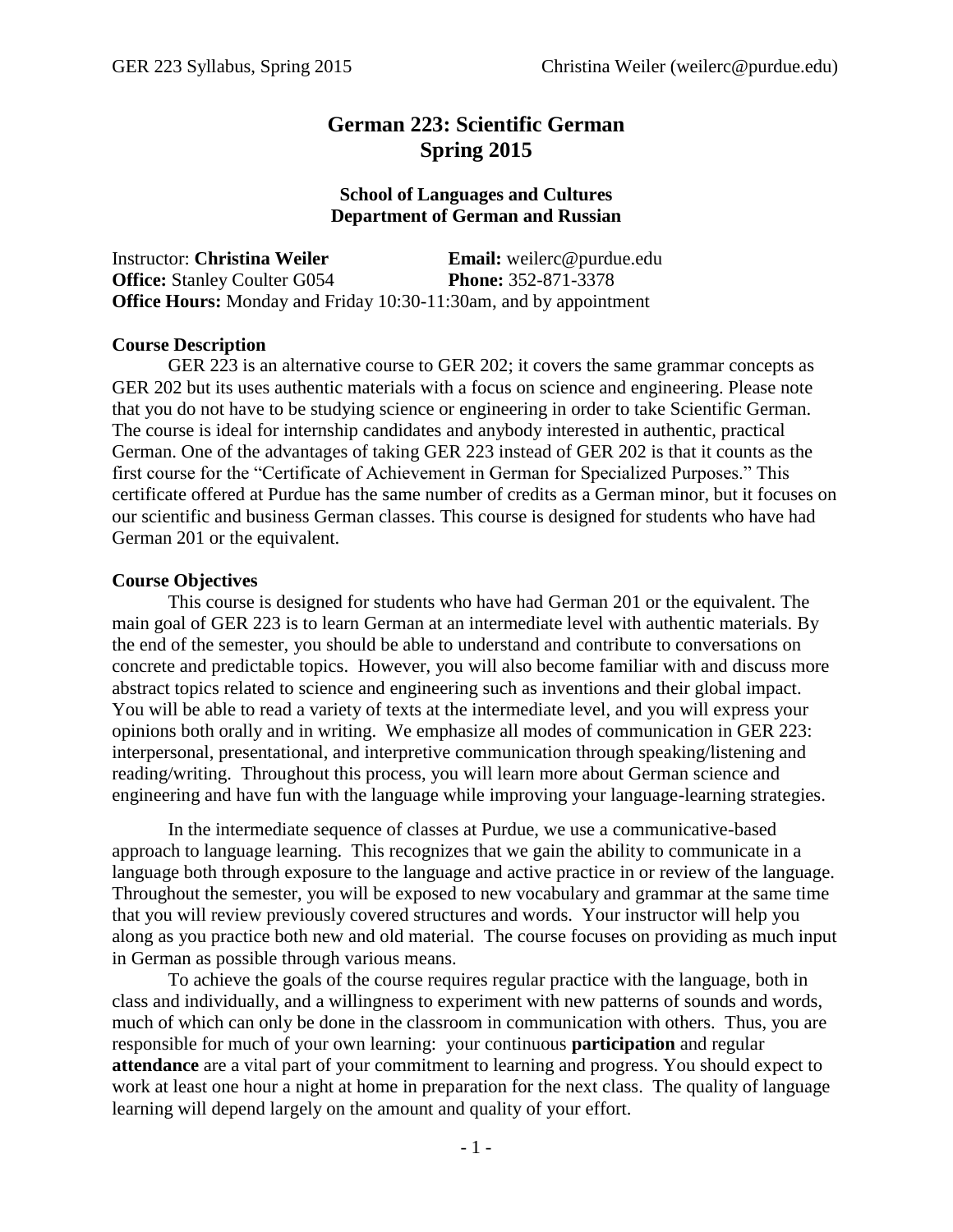# German 223: Scientific German
# Spring 2015

### School of Languages and Cultures
### Department of German and Russian

Instructor: **Christina Weiler** **Email:** weilerc@purdue.edu
**Office:** Stanley Coulter G054 **Phone:** 352-871-3378
**Office Hours:** Monday and Friday 10:30-11:30am, and by appointment

**Course Description**

GER 223 is an alternative course to GER 202; it covers the same grammar concepts as GER 202 but its uses authentic materials with a focus on science and engineering. Please note that you do not have to be studying science or engineering in order to take Scientific German. The course is ideal for internship candidates and anybody interested in authentic, practical German. One of the advantages of taking GER 223 instead of GER 202 is that it counts as the first course for the "Certificate of Achievement in German for Specialized Purposes." This certificate offered at Purdue has the same number of credits as a German minor, but it focuses on our scientific and business German classes. This course is designed for students who have had German 201 or the equivalent.

**Course Objectives**

This course is designed for students who have had German 201 or the equivalent. The main goal of GER 223 is to learn German at an intermediate level with authentic materials. By the end of the semester, you should be able to understand and contribute to conversations on concrete and predictable topics. However, you will also become familiar with and discuss more abstract topics related to science and engineering such as inventions and their global impact. You will be able to read a variety of texts at the intermediate level, and you will express your opinions both orally and in writing. We emphasize all modes of communication in GER 223: interpersonal, presentational, and interpretive communication through speaking/listening and reading/writing. Throughout this process, you will learn more about German science and engineering and have fun with the language while improving your language-learning strategies.

In the intermediate sequence of classes at Purdue, we use a communicative-based approach to language learning. This recognizes that we gain the ability to communicate in a language both through exposure to the language and active practice in or review of the language. Throughout the semester, you will be exposed to new vocabulary and grammar at the same time that you will review previously covered structures and words. Your instructor will help you along as you practice both new and old material. The course focuses on providing as much input in German as possible through various means.

To achieve the goals of the course requires regular practice with the language, both in class and individually, and a willingness to experiment with new patterns of sounds and words, much of which can only be done in the classroom in communication with others. Thus, you are responsible for much of your own learning: your continuous **participation** and regular **attendance** are a vital part of your commitment to learning and progress. You should expect to work at least one hour a night at home in preparation for the next class. The quality of language learning will depend largely on the amount and quality of your effort.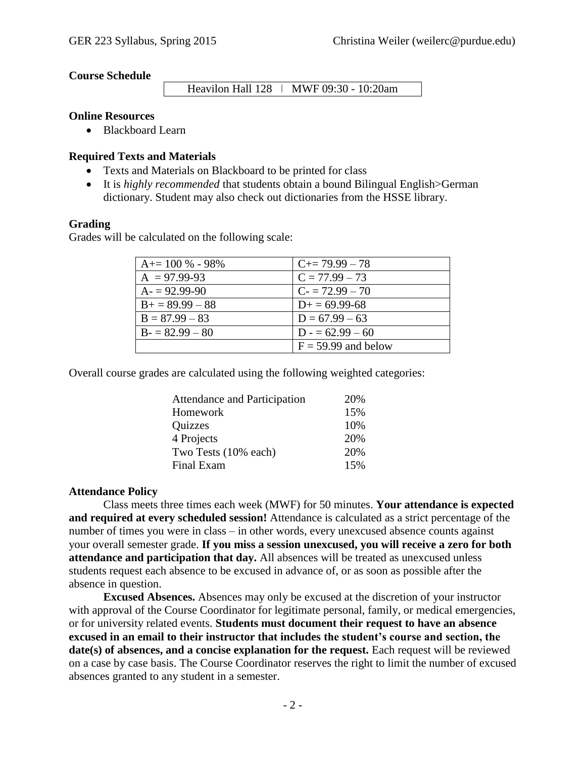**Course Schedule**

Heavilon Hall 128 | MWF 09:30 - 10:20am

**Online Resources**

- Blackboard Learn

**Required Texts and Materials**

- Texts and Materials on Blackboard to be printed for class
- It is *highly recommended* that students obtain a bound Bilingual English>German dictionary. Student may also check out dictionaries from the HSSE library.

**Grading**

Grades will be calculated on the following scale:

| | |
|---|---|
| A+= 100 % - 98% | C+= 79.99 – 78 |
| A = 97.99-93 | C = 77.99 – 73 |
| A- = 92.99-90 | C- = 72.99 – 70 |
| B+ = 89.99 – 88 | D+ = 69.99-68 |
| B = 87.99 – 83 | D = 67.99 – 63 |
| B- = 82.99 – 80 | D - = 62.99 – 60 |
| | F = 59.99 and below |

Overall course grades are calculated using the following weighted categories:

| | |
|---|---|
| Attendance and Participation | 20% |
| Homework | 15% |
| Quizzes | 10% |
| 4 Projects | 20% |
| Two Tests (10% each) | 20% |
| Final Exam | 15% |

**Attendance Policy**

Class meets three times each week (MWF) for 50 minutes. **Your attendance is expected and required at every scheduled session!** Attendance is calculated as a strict percentage of the number of times you were in class – in other words, every unexcused absence counts against your overall semester grade. **If you miss a session unexcused, you will receive a zero for both attendance and participation that day.** All absences will be treated as unexcused unless students request each absence to be excused in advance of, or as soon as possible after the absence in question.

**Excused Absences.** Absences may only be excused at the discretion of your instructor with approval of the Course Coordinator for legitimate personal, family, or medical emergencies, or for university related events. **Students must document their request to have an absence excused in an email to their instructor that includes the student's course and section, the date(s) of absences, and a concise explanation for the request.** Each request will be reviewed on a case by case basis. The Course Coordinator reserves the right to limit the number of excused absences granted to any student in a semester.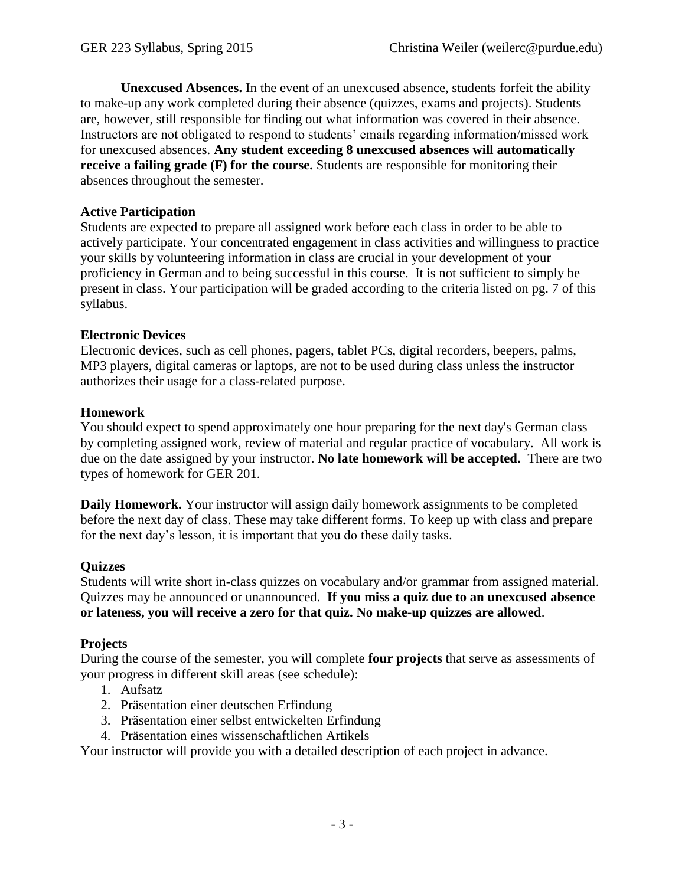**Unexcused Absences.** In the event of an unexcused absence, students forfeit the ability to make-up any work completed during their absence (quizzes, exams and projects). Students are, however, still responsible for finding out what information was covered in their absence. Instructors are not obligated to respond to students' emails regarding information/missed work for unexcused absences. **Any student exceeding 8 unexcused absences will automatically receive a failing grade (F) for the course.** Students are responsible for monitoring their absences throughout the semester.

### Active Participation

Students are expected to prepare all assigned work before each class in order to be able to actively participate. Your concentrated engagement in class activities and willingness to practice your skills by volunteering information in class are crucial in your development of your proficiency in German and to being successful in this course. It is not sufficient to simply be present in class. Your participation will be graded according to the criteria listed on pg. 7 of this syllabus.

### Electronic Devices

Electronic devices, such as cell phones, pagers, tablet PCs, digital recorders, beepers, palms, MP3 players, digital cameras or laptops, are not to be used during class unless the instructor authorizes their usage for a class-related purpose.

### Homework

You should expect to spend approximately one hour preparing for the next day's German class by completing assigned work, review of material and regular practice of vocabulary. All work is due on the date assigned by your instructor. **No late homework will be accepted.** There are two types of homework for GER 201.

**Daily Homework.** Your instructor will assign daily homework assignments to be completed before the next day of class. These may take different forms. To keep up with class and prepare for the next day's lesson, it is important that you do these daily tasks.

### Quizzes

Students will write short in-class quizzes on vocabulary and/or grammar from assigned material. Quizzes may be announced or unannounced. **If you miss a quiz due to an unexcused absence or lateness, you will receive a zero for that quiz. No make-up quizzes are allowed**.

### Projects

During the course of the semester, you will complete **four projects** that serve as assessments of your progress in different skill areas (see schedule):

1. Aufsatz
2. Präsentation einer deutschen Erfindung
3. Präsentation einer selbst entwickelten Erfindung
4. Präsentation eines wissenschaftlichen Artikels

Your instructor will provide you with a detailed description of each project in advance.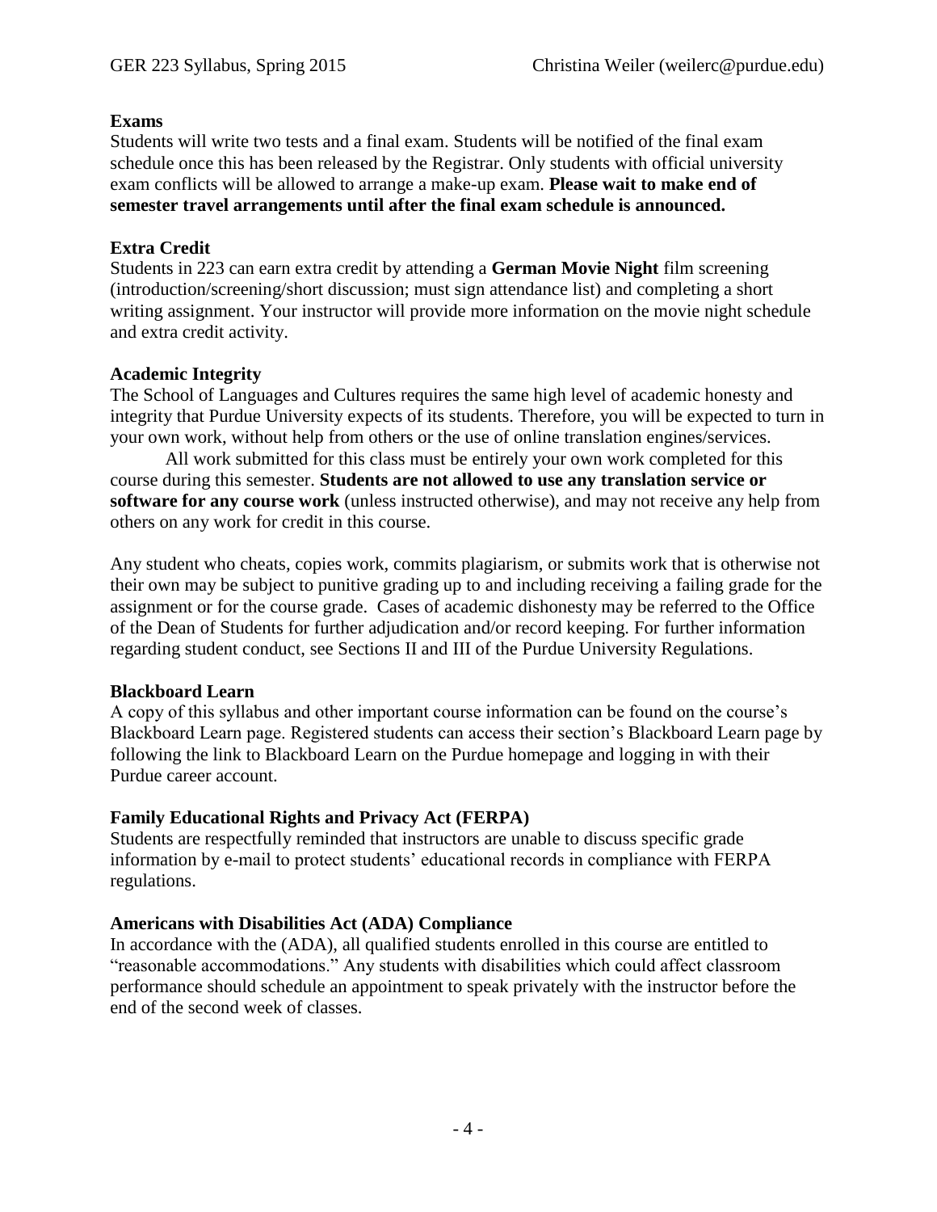### Exams

Students will write two tests and a final exam. Students will be notified of the final exam schedule once this has been released by the Registrar. Only students with official university exam conflicts will be allowed to arrange a make-up exam. **Please wait to make end of semester travel arrangements until after the final exam schedule is announced.**

### Extra Credit

Students in 223 can earn extra credit by attending a **German Movie Night** film screening (introduction/screening/short discussion; must sign attendance list) and completing a short writing assignment. Your instructor will provide more information on the movie night schedule and extra credit activity.

### Academic Integrity

The School of Languages and Cultures requires the same high level of academic honesty and integrity that Purdue University expects of its students. Therefore, you will be expected to turn in your own work, without help from others or the use of online translation engines/services.

All work submitted for this class must be entirely your own work completed for this course during this semester. **Students are not allowed to use any translation service or software for any course work** (unless instructed otherwise), and may not receive any help from others on any work for credit in this course.

Any student who cheats, copies work, commits plagiarism, or submits work that is otherwise not their own may be subject to punitive grading up to and including receiving a failing grade for the assignment or for the course grade. Cases of academic dishonesty may be referred to the Office of the Dean of Students for further adjudication and/or record keeping. For further information regarding student conduct, see Sections II and III of the Purdue University Regulations.

### Blackboard Learn

A copy of this syllabus and other important course information can be found on the course's Blackboard Learn page. Registered students can access their section's Blackboard Learn page by following the link to Blackboard Learn on the Purdue homepage and logging in with their Purdue career account.

### Family Educational Rights and Privacy Act (FERPA)

Students are respectfully reminded that instructors are unable to discuss specific grade information by e-mail to protect students' educational records in compliance with FERPA regulations.

### Americans with Disabilities Act (ADA) Compliance

In accordance with the (ADA), all qualified students enrolled in this course are entitled to "reasonable accommodations." Any students with disabilities which could affect classroom performance should schedule an appointment to speak privately with the instructor before the end of the second week of classes.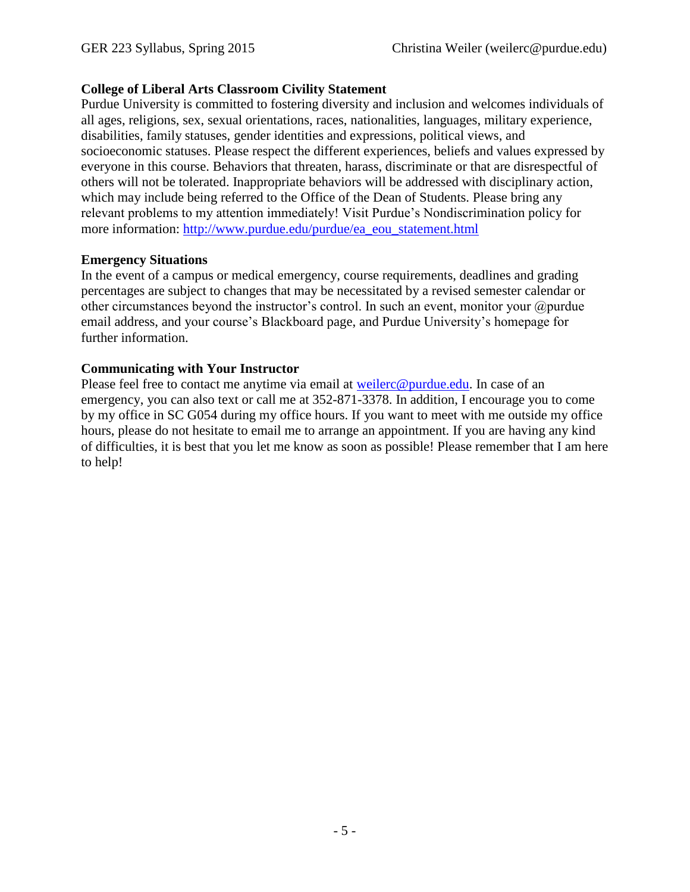**College of Liberal Arts Classroom Civility Statement**

Purdue University is committed to fostering diversity and inclusion and welcomes individuals of all ages, religions, sex, sexual orientations, races, nationalities, languages, military experience, disabilities, family statuses, gender identities and expressions, political views, and socioeconomic statuses. Please respect the different experiences, beliefs and values expressed by everyone in this course. Behaviors that threaten, harass, discriminate or that are disrespectful of others will not be tolerated. Inappropriate behaviors will be addressed with disciplinary action, which may include being referred to the Office of the Dean of Students. Please bring any relevant problems to my attention immediately! Visit Purdue's Nondiscrimination policy for more information: http://www.purdue.edu/purdue/ea_eou_statement.html

**Emergency Situations**

In the event of a campus or medical emergency, course requirements, deadlines and grading percentages are subject to changes that may be necessitated by a revised semester calendar or other circumstances beyond the instructor's control. In such an event, monitor your @purdue email address, and your course's Blackboard page, and Purdue University's homepage for further information.

**Communicating with Your Instructor**

Please feel free to contact me anytime via email at weilerc@purdue.edu. In case of an emergency, you can also text or call me at 352-871-3378. In addition, I encourage you to come by my office in SC G054 during my office hours. If you want to meet with me outside my office hours, please do not hesitate to email me to arrange an appointment. If you are having any kind of difficulties, it is best that you let me know as soon as possible! Please remember that I am here to help!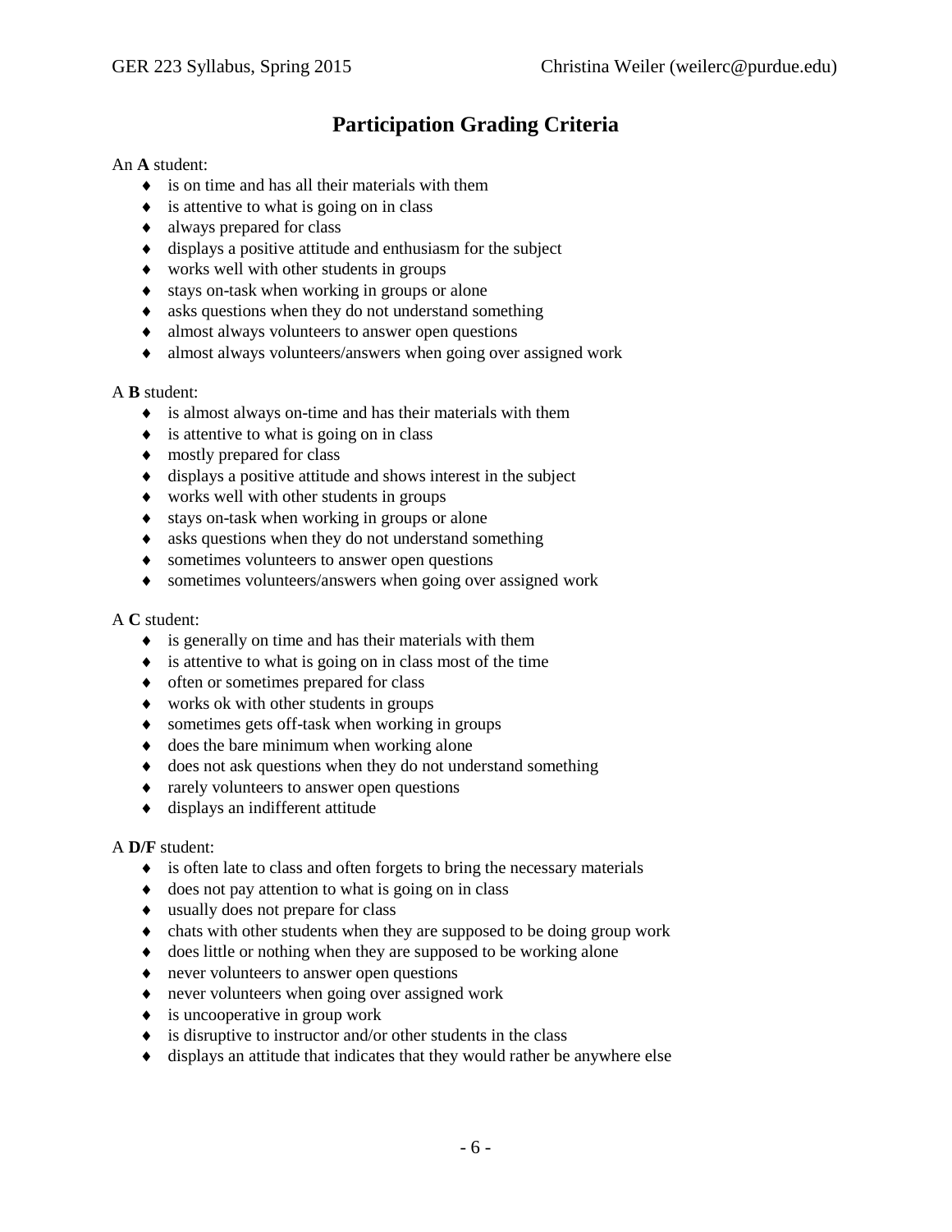# Participation Grading Criteria

An **A** student:

- is on time and has all their materials with them
- is attentive to what is going on in class
- always prepared for class
- displays a positive attitude and enthusiasm for the subject
- works well with other students in groups
- stays on-task when working in groups or alone
- asks questions when they do not understand something
- almost always volunteers to answer open questions
- almost always volunteers/answers when going over assigned work

A **B** student:

- is almost always on-time and has their materials with them
- is attentive to what is going on in class
- mostly prepared for class
- displays a positive attitude and shows interest in the subject
- works well with other students in groups
- stays on-task when working in groups or alone
- asks questions when they do not understand something
- sometimes volunteers to answer open questions
- sometimes volunteers/answers when going over assigned work

A **C** student:

- is generally on time and has their materials with them
- is attentive to what is going on in class most of the time
- often or sometimes prepared for class
- works ok with other students in groups
- sometimes gets off-task when working in groups
- does the bare minimum when working alone
- does not ask questions when they do not understand something
- rarely volunteers to answer open questions
- displays an indifferent attitude

A **D/F** student:

- is often late to class and often forgets to bring the necessary materials
- does not pay attention to what is going on in class
- usually does not prepare for class
- chats with other students when they are supposed to be doing group work
- does little or nothing when they are supposed to be working alone
- never volunteers to answer open questions
- never volunteers when going over assigned work
- is uncooperative in group work
- is disruptive to instructor and/or other students in the class
- displays an attitude that indicates that they would rather be anywhere else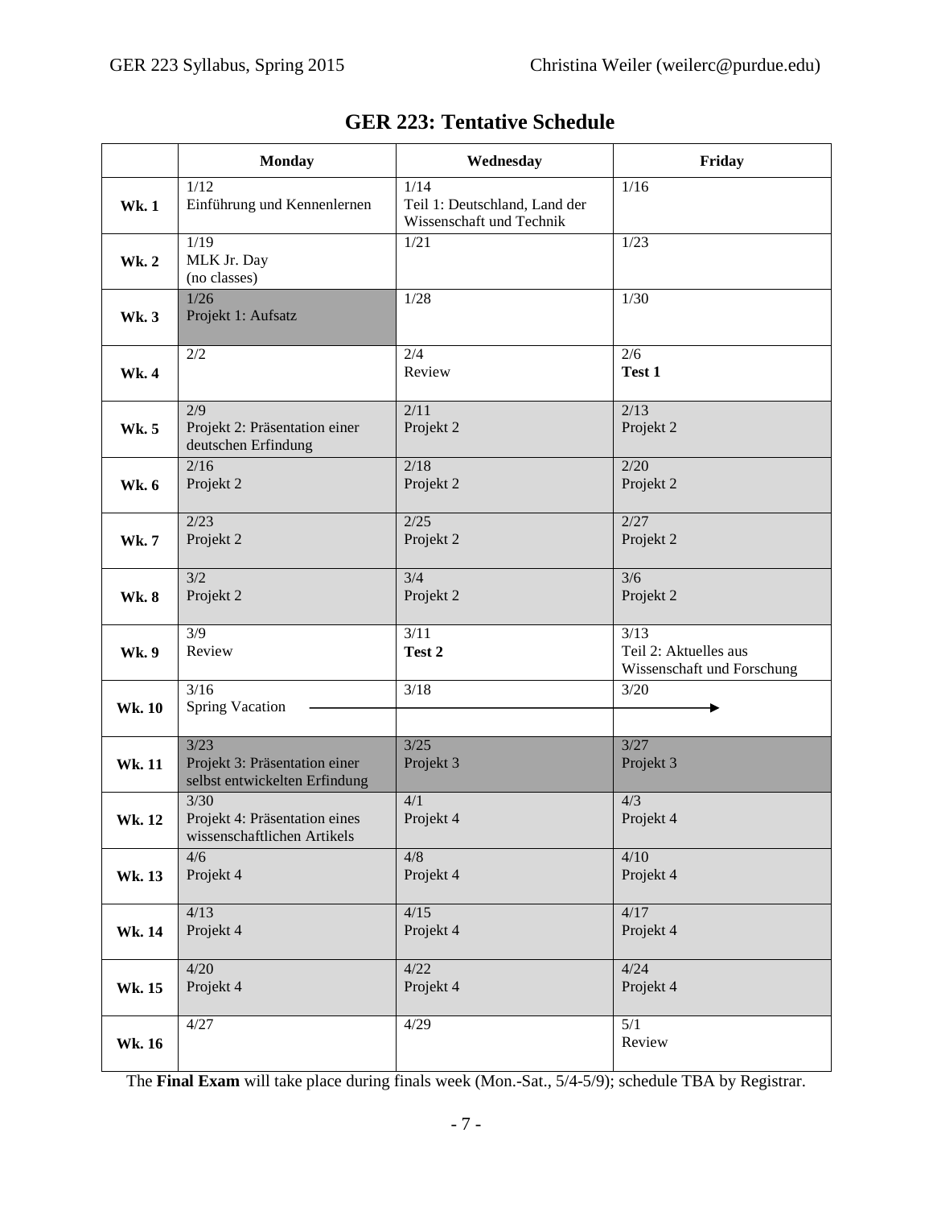# GER 223: Tentative Schedule

| | Monday | Wednesday | Friday |
|---|---|---|---|
| **Wk. 1** | 1/12 Einführung und Kennenlernen | 1/14 Teil 1: Deutschland, Land der Wissenschaft und Technik | 1/16 |
| **Wk. 2** | 1/19 MLK Jr. Day (no classes) | 1/21 | 1/23 |
| **Wk. 3** | 1/26 Projekt 1: Aufsatz | 1/28 | 1/30 |
| **Wk. 4** | 2/2 | 2/4 Review | 2/6 **Test 1** |
| **Wk. 5** | 2/9 Projekt 2: Präsentation einer deutschen Erfindung | 2/11 Projekt 2 | 2/13 Projekt 2 |
| **Wk. 6** | 2/16 Projekt 2 | 2/18 Projekt 2 | 2/20 Projekt 2 |
| **Wk. 7** | 2/23 Projekt 2 | 2/25 Projekt 2 | 2/27 Projekt 2 |
| **Wk. 8** | 3/2 Projekt 2 | 3/4 Projekt 2 | 3/6 Projekt 2 |
| **Wk. 9** | 3/9 Review | 3/11 **Test 2** | 3/13 Teil 2: Aktuelles aus Wissenschaft und Forschung |
| **Wk. 10** | 3/16 Spring Vacation → | 3/18 | 3/20 |
| **Wk. 11** | 3/23 Projekt 3: Präsentation einer selbst entwickelten Erfindung | 3/25 Projekt 3 | 3/27 Projekt 3 |
| **Wk. 12** | 3/30 Projekt 4: Präsentation eines wissenschaftlichen Artikels | 4/1 Projekt 4 | 4/3 Projekt 4 |
| **Wk. 13** | 4/6 Projekt 4 | 4/8 Projekt 4 | 4/10 Projekt 4 |
| **Wk. 14** | 4/13 Projekt 4 | 4/15 Projekt 4 | 4/17 Projekt 4 |
| **Wk. 15** | 4/20 Projekt 4 | 4/22 Projekt 4 | 4/24 Projekt 4 |
| **Wk. 16** | 4/27 | 4/29 | 5/1 Review |

The **Final Exam** will take place during finals week (Mon.-Sat., 5/4-5/9); schedule TBA by Registrar.